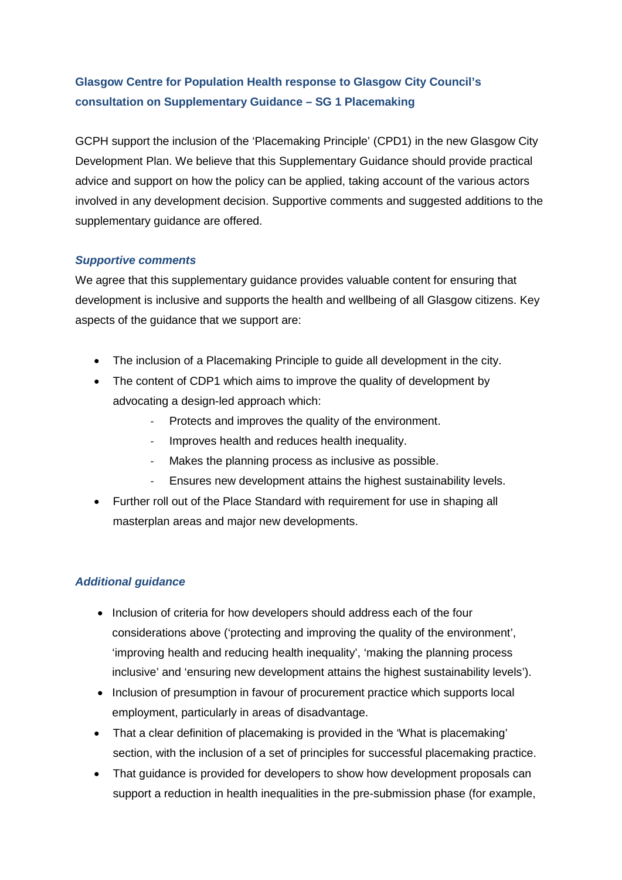### Glasgow Centre for Population Health response to Glasgow City Council's consultation on Supplementary Guidance – SG 1 Placemaking

GCPH support the inclusion of the 'Placemaking Principle' (CPD1) in the new Glasgow City Development Plan. We believe that this Supplementary Guidance should provide practical advice and support on how the policy can be applied, taking account of the various actors involved in any development decision. Supportive comments and suggested additions to the supplementary guidance are offered.

#### *Supportive comments*

We agree that this supplementary guidance provides valuable content for ensuring that development is inclusive and supports the health and wellbeing of all Glasgow citizens. Key aspects of the guidance that we support are:

- The inclusion of a Placemaking Principle to guide all development in the city.
- The content of CDP1 which aims to improve the quality of development by advocating a design-led approach which:
  - Protects and improves the quality of the environment.
  - Improves health and reduces health inequality.
  - Makes the planning process as inclusive as possible.
  - Ensures new development attains the highest sustainability levels.
- Further roll out of the Place Standard with requirement for use in shaping all masterplan areas and major new developments.

#### *Additional guidance*

- Inclusion of criteria for how developers should address each of the four considerations above ('protecting and improving the quality of the environment', 'improving health and reducing health inequality', 'making the planning process inclusive' and 'ensuring new development attains the highest sustainability levels').
- Inclusion of presumption in favour of procurement practice which supports local employment, particularly in areas of disadvantage.
- That a clear definition of placemaking is provided in the 'What is placemaking' section, with the inclusion of a set of principles for successful placemaking practice.
- That guidance is provided for developers to show how development proposals can support a reduction in health inequalities in the pre-submission phase (for example,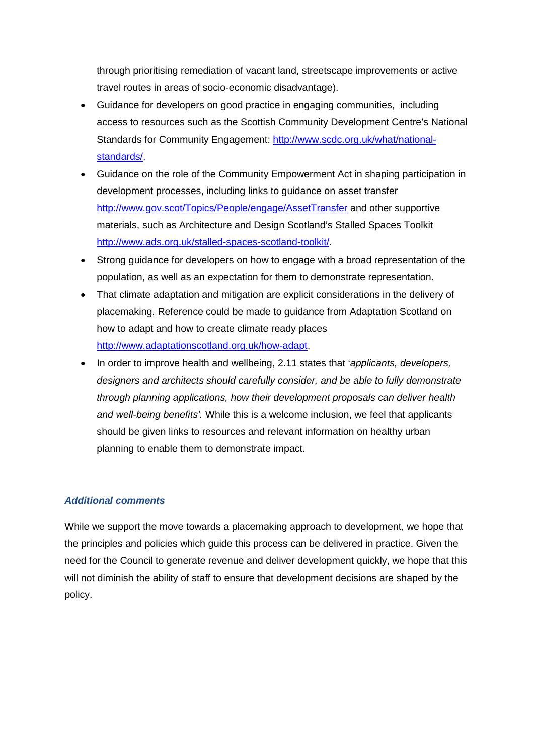through prioritising remediation of vacant land, streetscape improvements or active travel routes in areas of socio-economic disadvantage).

- Guidance for developers on good practice in engaging communities, including access to resources such as the Scottish Community Development Centre's National Standards for Community Engagement: [http://www.scdc.org.uk/what/national-standards/](http://www.scdc.org.uk/what/national-standards/).
- Guidance on the role of the Community Empowerment Act in shaping participation in development processes, including links to guidance on asset transfer [http://www.gov.scot/Topics/People/engage/AssetTransfer](http://www.gov.scot/Topics/People/engage/AssetTransfer) and other supportive materials, such as Architecture and Design Scotland's Stalled Spaces Toolkit [http://www.ads.org.uk/stalled-spaces-scotland-toolkit/](http://www.ads.org.uk/stalled-spaces-scotland-toolkit/).
- Strong guidance for developers on how to engage with a broad representation of the population, as well as an expectation for them to demonstrate representation.
- That climate adaptation and mitigation are explicit considerations in the delivery of placemaking. Reference could be made to guidance from Adaptation Scotland on how to adapt and how to create climate ready places [http://www.adaptationscotland.org.uk/how-adapt](http://www.adaptationscotland.org.uk/how-adapt).
- In order to improve health and wellbeing, 2.11 states that '*applicants, developers, designers and architects should carefully consider, and be able to fully demonstrate through planning applications, how their development proposals can deliver health and well-being benefits'.* While this is a welcome inclusion, we feel that applicants should be given links to resources and relevant information on healthy urban planning to enable them to demonstrate impact.

### *Additional comments*

While we support the move towards a placemaking approach to development, we hope that the principles and policies which guide this process can be delivered in practice. Given the need for the Council to generate revenue and deliver development quickly, we hope that this will not diminish the ability of staff to ensure that development decisions are shaped by the policy.